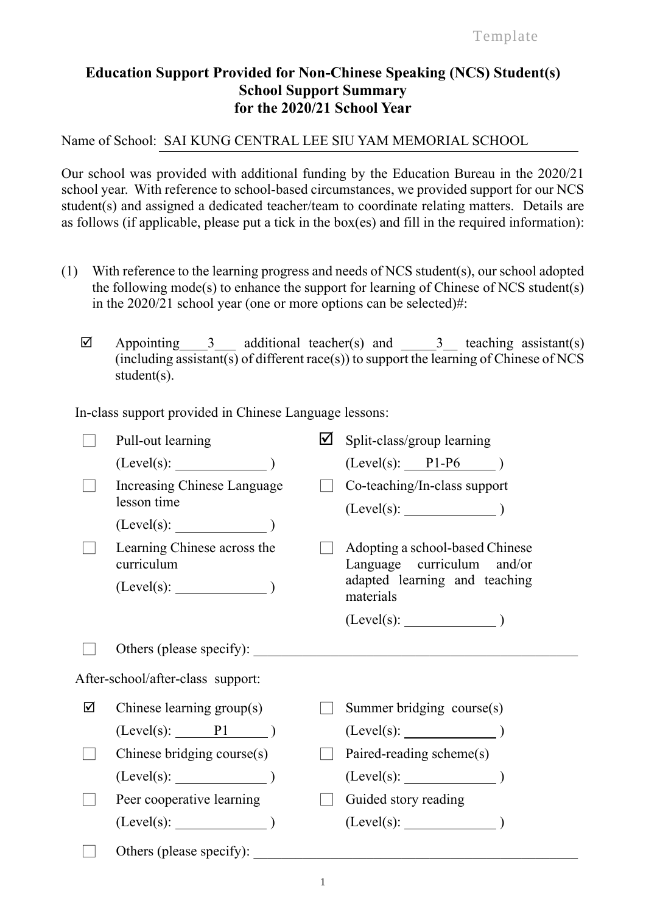Template

**Education Support Provided for Non-Chinese Speaking (NCS) Student(s)**
**School Support Summary**
**for the 2020/21 School Year**

Name of School: SAI KUNG CENTRAL LEE SIU YAM MEMORIAL SCHOOL

Our school was provided with additional funding by the Education Bureau in the 2020/21 school year. With reference to school-based circumstances, we provided support for our NCS student(s) and assigned a dedicated teacher/team to coordinate relating matters. Details are as follows (if applicable, please put a tick in the box(es) and fill in the required information):

(1) With reference to the learning progress and needs of NCS student(s), our school adopted the following mode(s) to enhance the support for learning of Chinese of NCS student(s) in the 2020/21 school year (one or more options can be selected)#:

☑ Appointing 3 additional teacher(s) and 3 teaching assistant(s) (including assistant(s) of different race(s)) to support the learning of Chinese of NCS student(s).

In-class support provided in Chinese Language lessons:

- ☐ Pull-out learning (Level(s): \_\_\_\_\_\_ )
- ☑ Split-class/group learning (Level(s): P1-P6 )
- ☐ Increasing Chinese Language lesson time (Level(s): \_\_\_\_\_\_ )
- ☐ Co-teaching/In-class support (Level(s): \_\_\_\_\_\_ )
- ☐ Learning Chinese across the curriculum (Level(s): \_\_\_\_\_\_ )
- ☐ Adopting a school-based Chinese Language curriculum and/or adapted learning and teaching materials (Level(s): \_\_\_\_\_\_ )
- ☐ Others (please specify): \_\_\_\_\_\_

After-school/after-class support:

- ☑ Chinese learning group(s) (Level(s): P1 )
- ☐ Summer bridging course(s) (Level(s): \_\_\_\_\_\_ )
- ☐ Chinese bridging course(s) (Level(s): \_\_\_\_\_\_ )
- ☐ Paired-reading scheme(s) (Level(s): \_\_\_\_\_\_ )
- ☐ Peer cooperative learning (Level(s): \_\_\_\_\_\_ )
- ☐ Guided story reading (Level(s): \_\_\_\_\_\_ )
- ☐ Others (please specify): \_\_\_\_\_\_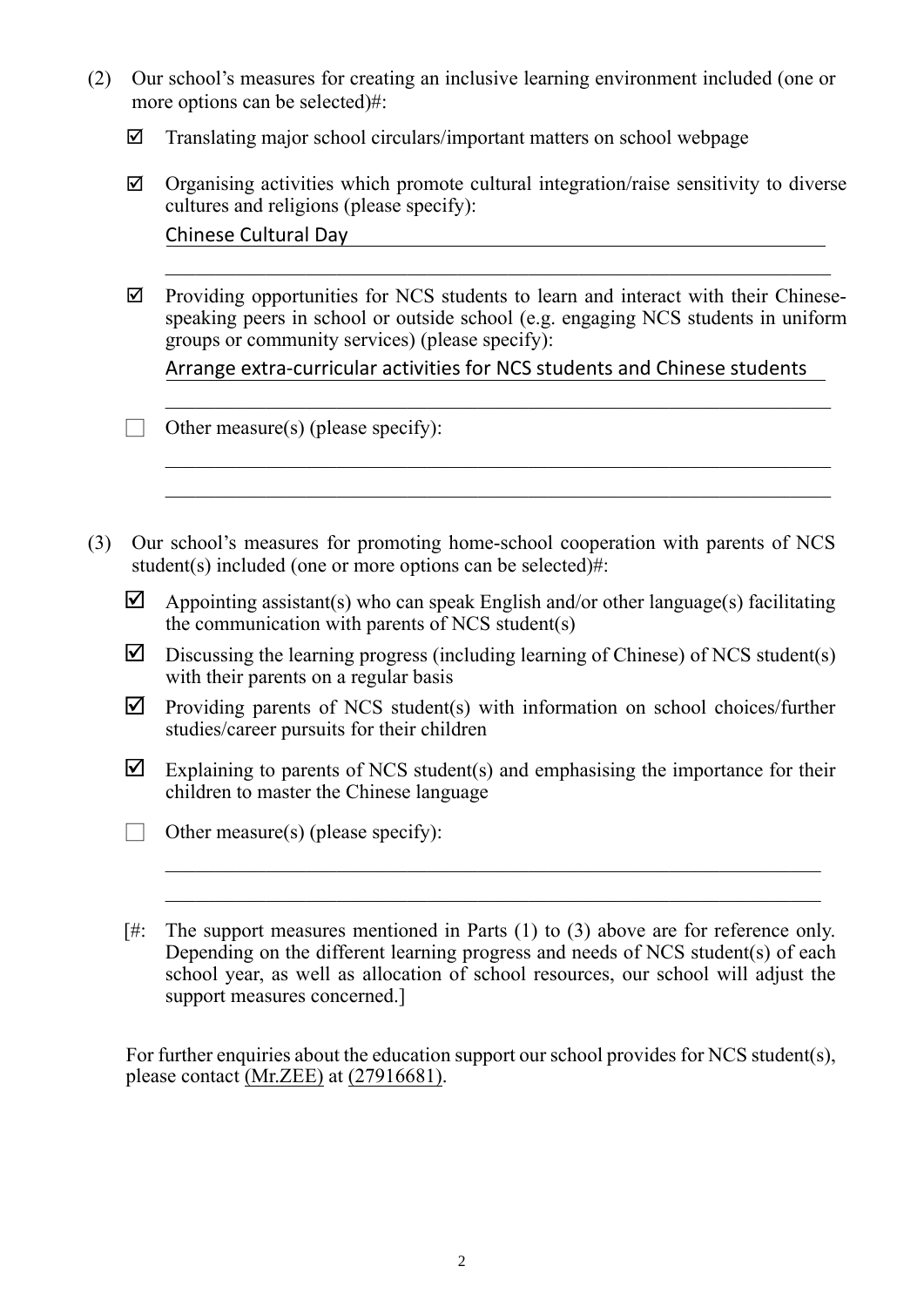(2) Our school's measures for creating an inclusive learning environment included (one or more options can be selected)#:

- ☑ Translating major school circulars/important matters on school webpage
- ☑ Organising activities which promote cultural integration/raise sensitivity to diverse cultures and religions (please specify):
  Chinese Cultural Day
- ☑ Providing opportunities for NCS students to learn and interact with their Chinese-speaking peers in school or outside school (e.g. engaging NCS students in uniform groups or community services) (please specify):
  Arrange extra-curricular activities for NCS students and Chinese students
- ☐ Other measure(s) (please specify):

(3) Our school's measures for promoting home-school cooperation with parents of NCS student(s) included (one or more options can be selected)#:

- ☑ Appointing assistant(s) who can speak English and/or other language(s) facilitating the communication with parents of NCS student(s)
- ☑ Discussing the learning progress (including learning of Chinese) of NCS student(s) with their parents on a regular basis
- ☑ Providing parents of NCS student(s) with information on school choices/further studies/career pursuits for their children
- ☑ Explaining to parents of NCS student(s) and emphasising the importance for their children to master the Chinese language
- ☐ Other measure(s) (please specify):

[#: The support measures mentioned in Parts (1) to (3) above are for reference only. Depending on the different learning progress and needs of NCS student(s) of each school year, as well as allocation of school resources, our school will adjust the support measures concerned.]

For further enquiries about the education support our school provides for NCS student(s), please contact (Mr.ZEE) at (27916681).